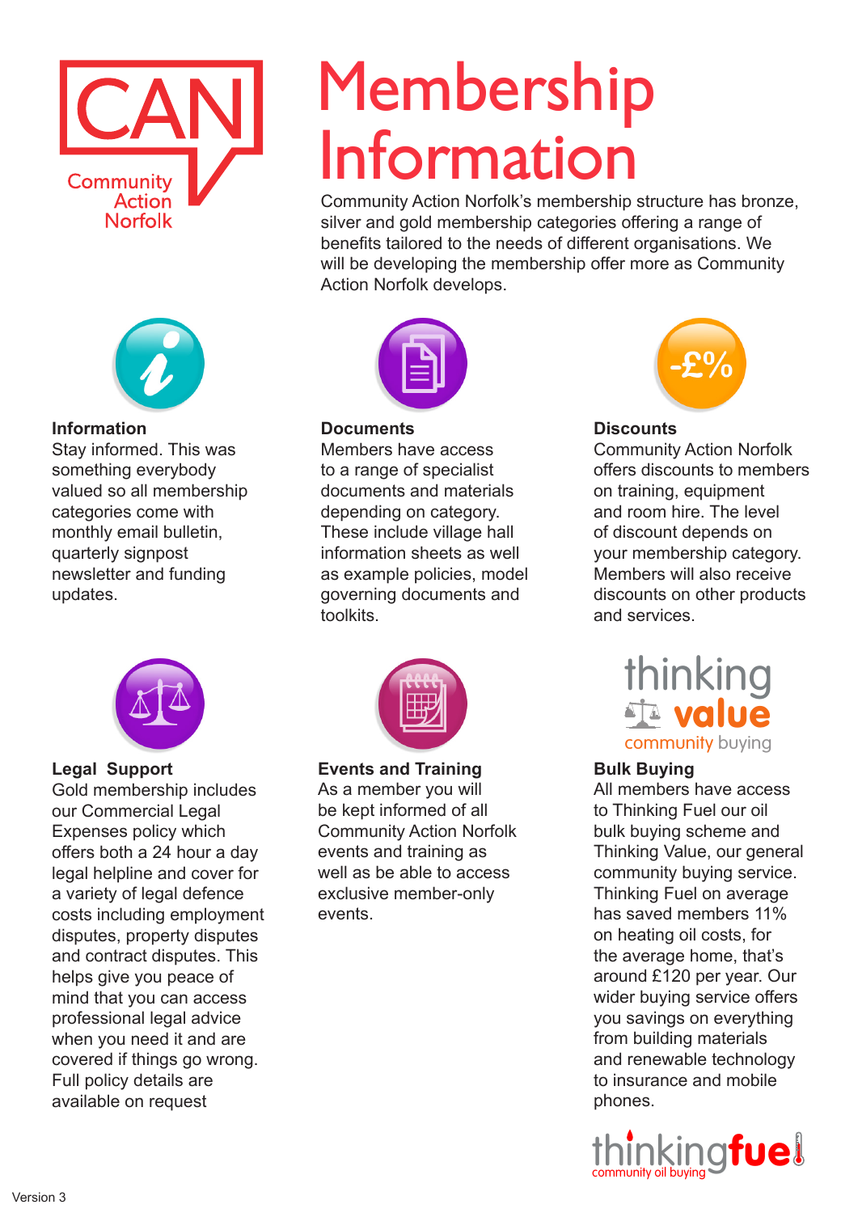CAN

Community Action Norfolk

# Membership Information

Community Action Norfolk's membership structure has bronze, silver and gold membership categories offering a range of benefits tailored to the needs of different organisations. We will be developing the membership offer more as Community Action Norfolk develops.

### Information

Stay informed. This was something everybody valued so all membership categories come with monthly email bulletin, quarterly signpost newsletter and funding updates.

### Documents

Members have access to a range of specialist documents and materials depending on category. These include village hall information sheets as well as example policies, model governing documents and toolkits.

### Discounts

Community Action Norfolk offers discounts to members on training, equipment and room hire. The level of discount depends on your membership category. Members will also receive discounts on other products and services.

### Legal Support

Gold membership includes our Commercial Legal Expenses policy which offers both a 24 hour a day legal helpline and cover for a variety of legal defence costs including employment disputes, property disputes and contract disputes. This helps give you peace of mind that you can access professional legal advice when you need it and are covered if things go wrong. Full policy details are available on request

### Events and Training

As a member you will be kept informed of all Community Action Norfolk events and training as well as be able to access exclusive member-only events.

thinking value community buying

### Bulk Buying

All members have access to Thinking Fuel our oil bulk buying scheme and Thinking Value, our general community buying service. Thinking Fuel on average has saved members 11% on heating oil costs, for the average home, that's around £120 per year. Our wider buying service offers you savings on everything from building materials and renewable technology to insurance and mobile phones.

thinkingfuel community oil buying

Version 3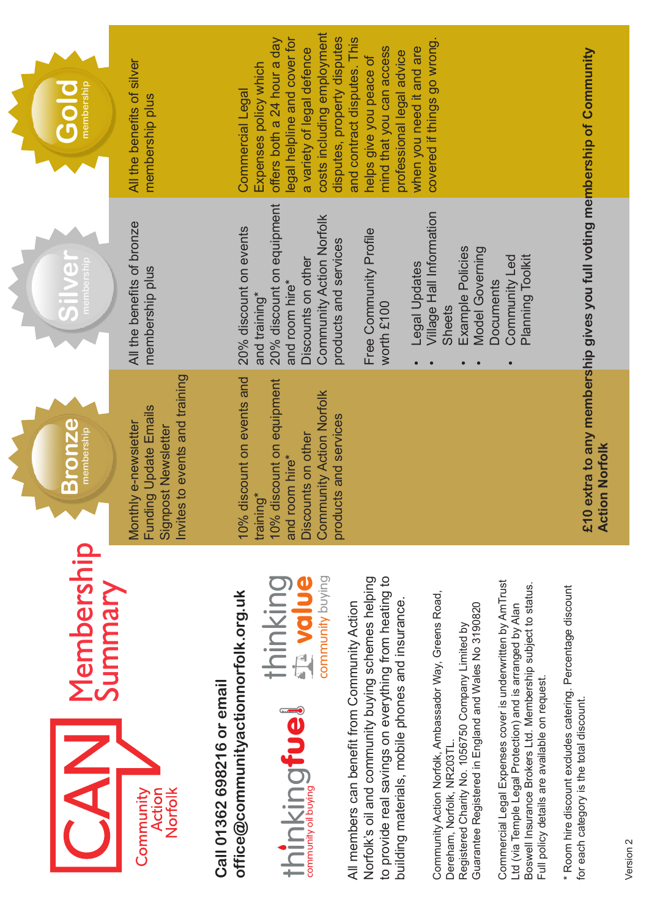# Membership Summary

Community Action Norfolk

**Call 01362 698216 or email office@communityactionnorfolk.org.uk**

thinkingfuel community oil buying

thinking value community buying

All members can benefit from Community Action Norfolk's oil and community buying schemes helping to provide real savings on everything from heating to building materials, mobile phones and insurance.

Community Action Norfolk, Ambassador Way, Greens Road, Dereham, Norfolk, NR203TL.
Registered Charity No. 1056750 Company Limited by Guarantee Registered in England and Wales No 3190820

Commercial Legal Expenses cover is underwritten by AmTrust Ltd (via Temple Legal Protection) and is arranged by Alan Boswell Insurance Brokers Ltd. Membership subject to status. Full policy details are available on request.

* Room hire discount excludes catering. Percentage discount for each category is the total discount.

Version 2

| Bronze membership | Silver membership | Gold membership |
|---|---|---|
| Monthly e-newsletter<br>Funding Update Emails<br>Signpost Newsletter<br>Invites to events and training | All the benefits of bronze membership plus | All the benefits of silver membership plus |
| 10% discount on events and training*<br>10% discount on equipment and room hire*<br>Discounts on other Community Action Norfolk products and services | 20% discount on events and training*<br>20% discount on equipment and room hire*<br>Discounts on other Community Action Norfolk products and services<br><br>Free Community Profile worth £100<br><br>• Legal Updates<br>• Village Hall Information Sheets<br>• Example Policies<br>• Model Governing Documents<br>• Community Led Planning Toolkit | Commercial Legal Expenses policy which offers both a 24 hour a day legal helpline and cover for a variety of legal defence costs including employment disputes, property disputes and contract disputes. This helps give you peace of mind that you can access professional legal advice when you need it and are covered if things go wrong. |

**£10 extra to any membership gives you full voting membership of Community Action Norfolk**